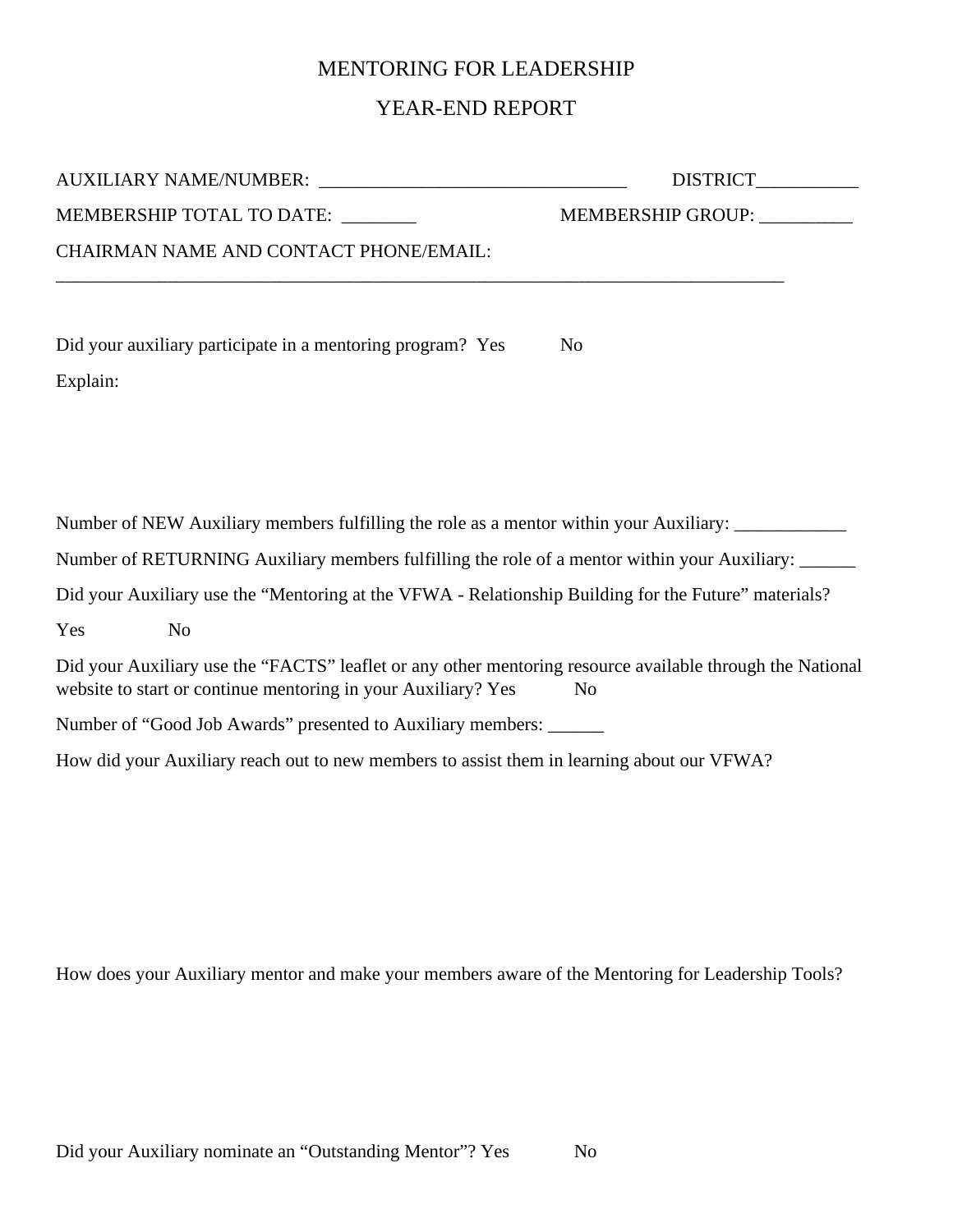# MENTORING FOR LEADERSHIP

## YEAR-END REPORT

AUXILIARY NAME/NUMBER: _________________________________ DISTRICT___________

MEMBERSHIP TOTAL TO DATE: ________ MEMBERSHIP GROUP: __________

CHAIRMAN NAME AND CONTACT PHONE/EMAIL:
_______________________________________________________________________________

Did your auxiliary participate in a mentoring program? Yes No

Explain:

Number of NEW Auxiliary members fulfilling the role as a mentor within your Auxiliary: ____________

Number of RETURNING Auxiliary members fulfilling the role of a mentor within your Auxiliary: ______

Did your Auxiliary use the “Mentoring at the VFWA - Relationship Building for the Future” materials?

Yes No

Did your Auxiliary use the “FACTS” leaflet or any other mentoring resource available through the National website to start or continue mentoring in your Auxiliary? Yes No

Number of “Good Job Awards” presented to Auxiliary members: ______

How did your Auxiliary reach out to new members to assist them in learning about our VFWA?

How does your Auxiliary mentor and make your members aware of the Mentoring for Leadership Tools?

Did your Auxiliary nominate an “Outstanding Mentor”? Yes No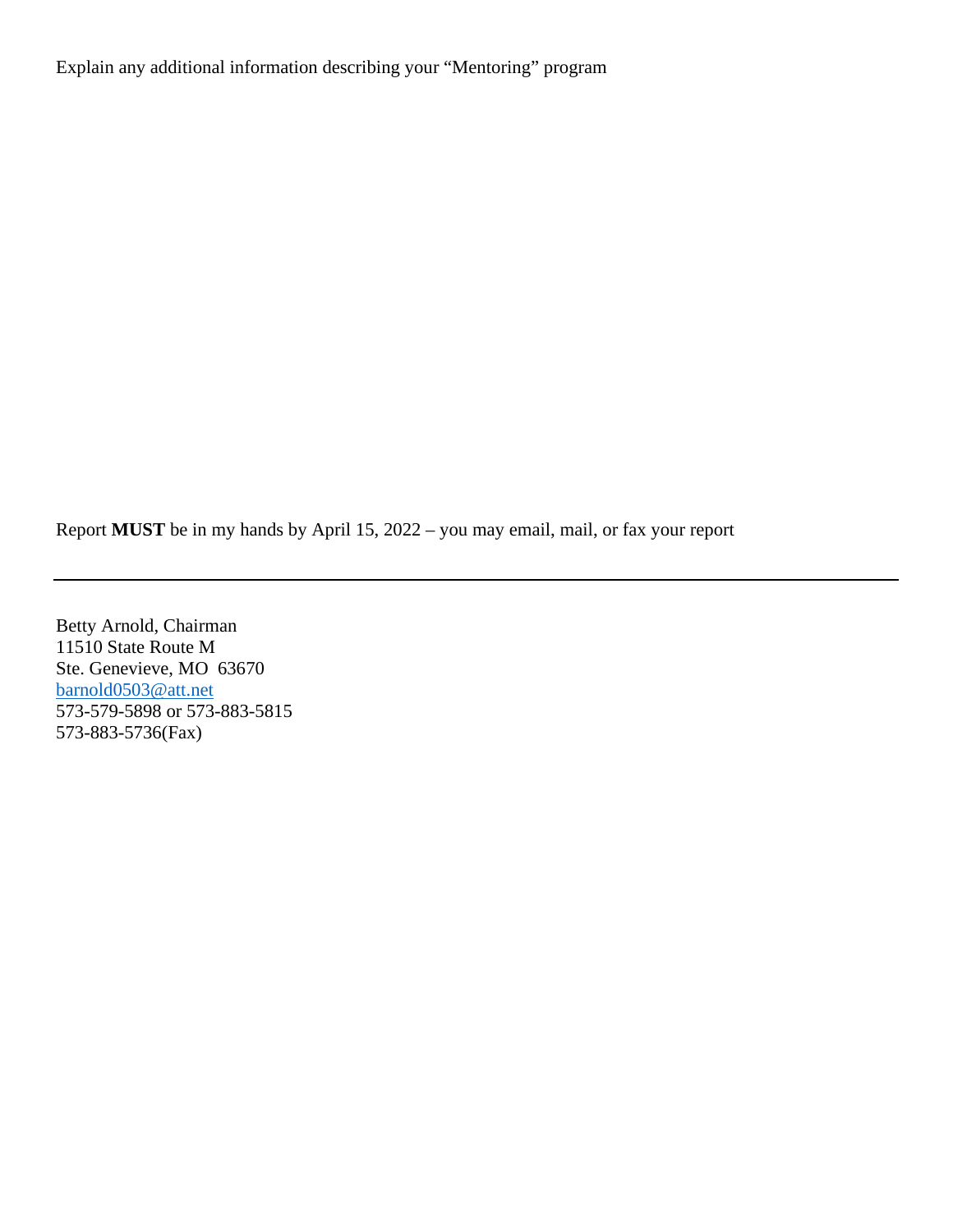Explain any additional information describing your "Mentoring" program

Report **MUST** be in my hands by April 15, 2022 – you may email, mail, or fax your report

---

Betty Arnold, Chairman
11510 State Route M
Ste. Genevieve, MO  63670
barnold0503@att.net
573-579-5898 or 573-883-5815
573-883-5736(Fax)